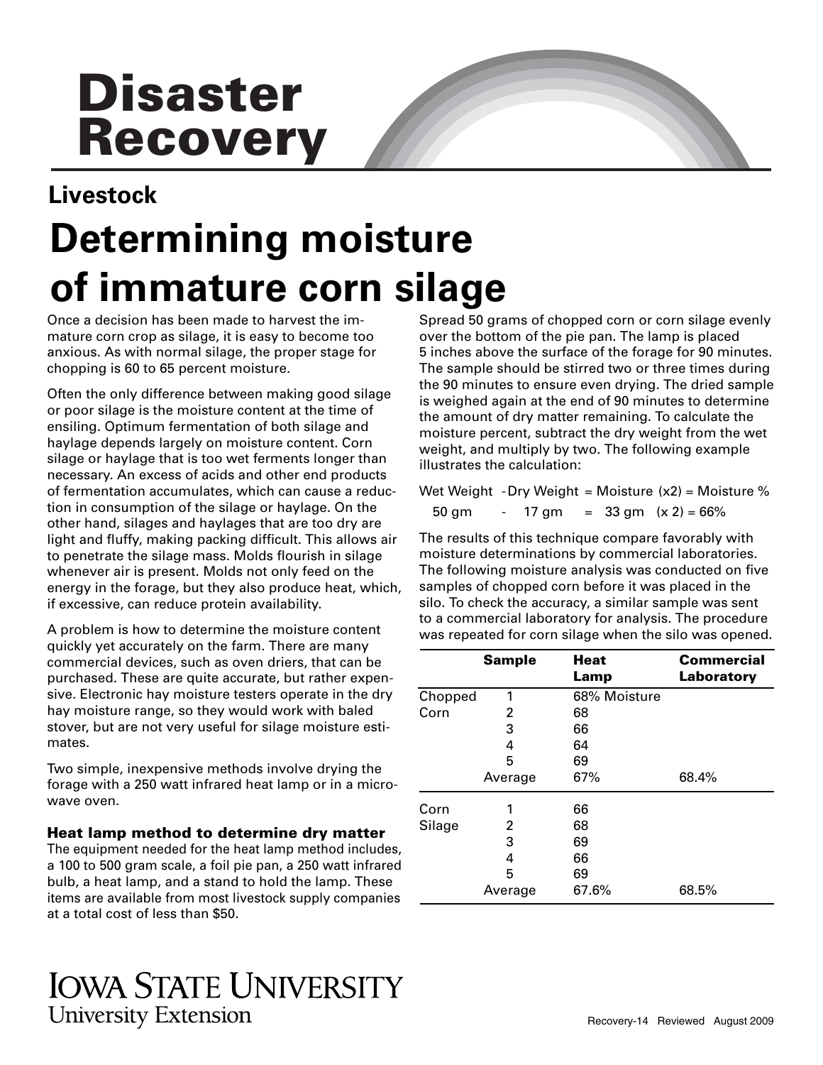# Disaster Recovery

## Livestock

# Determining moisture of immature corn silage

Once a decision has been made to harvest the immature corn crop as silage, it is easy to become too anxious. As with normal silage, the proper stage for chopping is 60 to 65 percent moisture.

Often the only difference between making good silage or poor silage is the moisture content at the time of ensiling. Optimum fermentation of both silage and haylage depends largely on moisture content. Corn silage or haylage that is too wet ferments longer than necessary. An excess of acids and other end products of fermentation accumulates, which can cause a reduction in consumption of the silage or haylage. On the other hand, silages and haylages that are too dry are light and fluffy, making packing difficult. This allows air to penetrate the silage mass. Molds flourish in silage whenever air is present. Molds not only feed on the energy in the forage, but they also produce heat, which, if excessive, can reduce protein availability.

A problem is how to determine the moisture content quickly yet accurately on the farm. There are many commercial devices, such as oven driers, that can be purchased. These are quite accurate, but rather expensive. Electronic hay moisture testers operate in the dry hay moisture range, so they would work with baled stover, but are not very useful for silage moisture estimates.

Two simple, inexpensive methods involve drying the forage with a 250 watt infrared heat lamp or in a microwave oven.

### Heat lamp method to determine dry matter

The equipment needed for the heat lamp method includes, a 100 to 500 gram scale, a foil pie pan, a 250 watt infrared bulb, a heat lamp, and a stand to hold the lamp. These items are available from most livestock supply companies at a total cost of less than $50.

Spread 50 grams of chopped corn or corn silage evenly over the bottom of the pie pan. The lamp is placed 5 inches above the surface of the forage for 90 minutes. The sample should be stirred two or three times during the 90 minutes to ensure even drying. The dried sample is weighed again at the end of 90 minutes to determine the amount of dry matter remaining. To calculate the moisture percent, subtract the dry weight from the wet weight, and multiply by two. The following example illustrates the calculation:

Wet Weight - Dry Weight = Moisture (x2) = Moisture %

50 gm - 17 gm = 33 gm (x 2) = 66%

The results of this technique compare favorably with moisture determinations by commercial laboratories. The following moisture analysis was conducted on five samples of chopped corn before it was placed in the silo. To check the accuracy, a similar sample was sent to a commercial laboratory for analysis. The procedure was repeated for corn silage when the silo was opened.

| | Sample | Heat Lamp | Commercial Laboratory |
|---|---|---|---|
| Chopped Corn | 1 | 68% Moisture | |
| | 2 | 68 | |
| | 3 | 66 | |
| | 4 | 64 | |
| | 5 | 69 | |
| | Average | 67% | 68.4% |
| Corn Silage | 1 | 66 | |
| | 2 | 68 | |
| | 3 | 69 | |
| | 4 | 66 | |
| | 5 | 69 | |
| | Average | 67.6% | 68.5% |

Iowa State University
University Extension

Recovery-14 Reviewed August 2009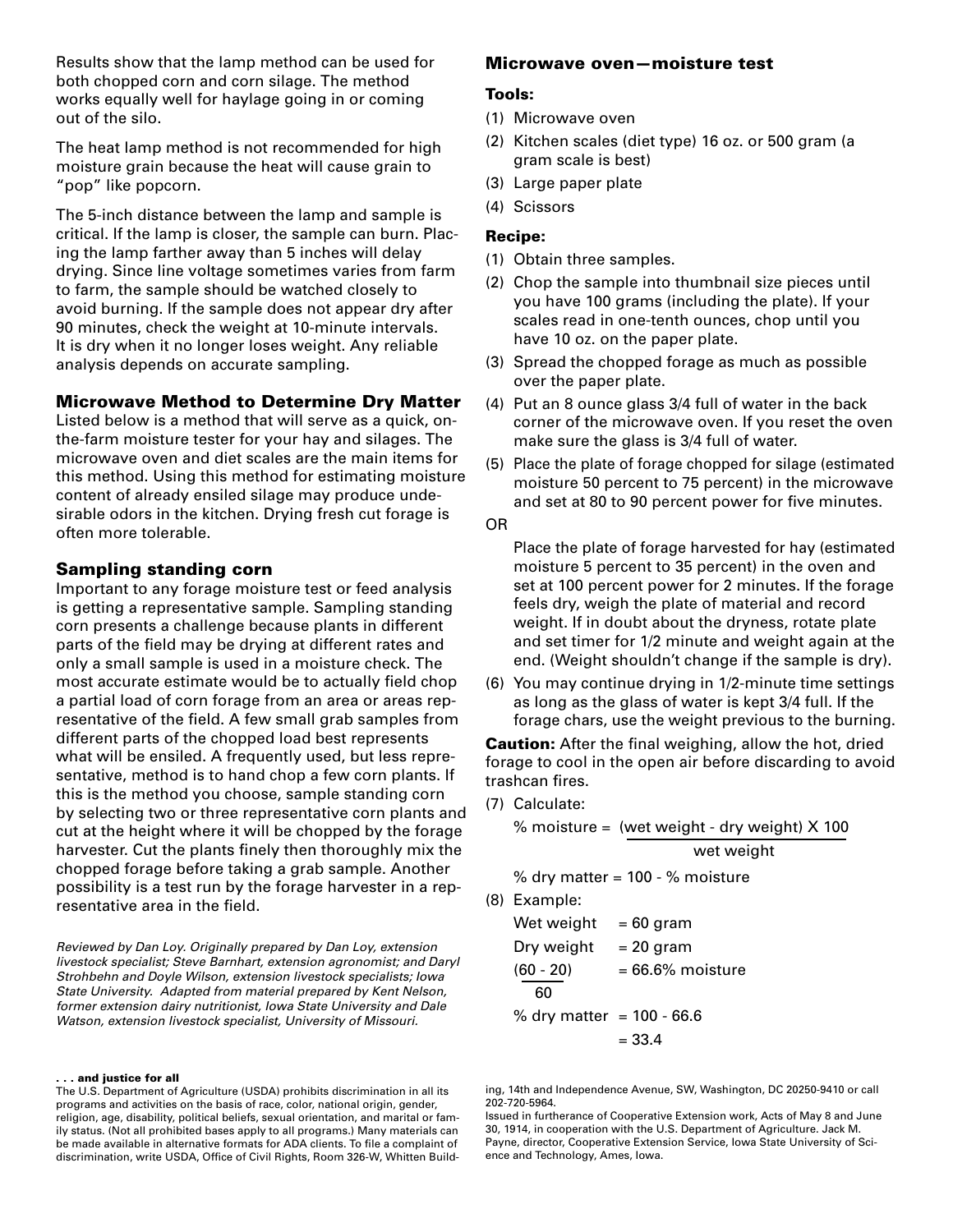Results show that the lamp method can be used for both chopped corn and corn silage. The method works equally well for haylage going in or coming out of the silo.

The heat lamp method is not recommended for high moisture grain because the heat will cause grain to "pop" like popcorn.

The 5-inch distance between the lamp and sample is critical. If the lamp is closer, the sample can burn. Placing the lamp farther away than 5 inches will delay drying. Since line voltage sometimes varies from farm to farm, the sample should be watched closely to avoid burning. If the sample does not appear dry after 90 minutes, check the weight at 10-minute intervals. It is dry when it no longer loses weight. Any reliable analysis depends on accurate sampling.

### Microwave Method to Determine Dry Matter

Listed below is a method that will serve as a quick, on-the-farm moisture tester for your hay and silages. The microwave oven and diet scales are the main items for this method. Using this method for estimating moisture content of already ensiled silage may produce undesirable odors in the kitchen. Drying fresh cut forage is often more tolerable.

### Sampling standing corn

Important to any forage moisture test or feed analysis is getting a representative sample. Sampling standing corn presents a challenge because plants in different parts of the field may be drying at different rates and only a small sample is used in a moisture check. The most accurate estimate would be to actually field chop a partial load of corn forage from an area or areas representative of the field. A few small grab samples from different parts of the chopped load best represents what will be ensiled. A frequently used, but less representative, method is to hand chop a few corn plants. If this is the method you choose, sample standing corn by selecting two or three representative corn plants and cut at the height where it will be chopped by the forage harvester. Cut the plants finely then thoroughly mix the chopped forage before taking a grab sample. Another possibility is a test run by the forage harvester in a representative area in the field.

*Reviewed by Dan Loy. Originally prepared by Dan Loy, extension livestock specialist; Steve Barnhart, extension agronomist; and Daryl Strohbehn and Doyle Wilson, extension livestock specialists; Iowa State University. Adapted from material prepared by Kent Nelson, former extension dairy nutritionist, Iowa State University and Dale Watson, extension livestock specialist, University of Missouri.*

### Microwave oven—moisture test

**Tools:**

(1) Microwave oven
(2) Kitchen scales (diet type) 16 oz. or 500 gram (a gram scale is best)
(3) Large paper plate
(4) Scissors

**Recipe:**

(1) Obtain three samples.
(2) Chop the sample into thumbnail size pieces until you have 100 grams (including the plate). If your scales read in one-tenth ounces, chop until you have 10 oz. on the paper plate.
(3) Spread the chopped forage as much as possible over the paper plate.
(4) Put an 8 ounce glass 3/4 full of water in the back corner of the microwave oven. If you reset the oven make sure the glass is 3/4 full of water.
(5) Place the plate of forage chopped for silage (estimated moisture 50 percent to 75 percent) in the microwave and set at 80 to 90 percent power for five minutes.

OR

Place the plate of forage harvested for hay (estimated moisture 5 percent to 35 percent) in the oven and set at 100 percent power for 2 minutes. If the forage feels dry, weigh the plate of material and record weight. If in doubt about the dryness, rotate plate and set timer for 1/2 minute and weight again at the end. (Weight shouldn't change if the sample is dry).

(6) You may continue drying in 1/2-minute time settings as long as the glass of water is kept 3/4 full. If the forage chars, use the weight previous to the burning.

**Caution:** After the final weighing, allow the hot, dried forage to cool in the open air before discarding to avoid trashcan fires.

(7) Calculate:

$$\% \text{ moisture} = \frac{(\text{wet weight} - \text{dry weight}) \times 100}{\text{wet weight}}$$

% dry matter = 100 - % moisture

(8) Example:

Wet weight = 60 gram

Dry weight = 20 gram

$$\frac{(60 - 20)}{60} = 66.6\% \text{ moisture}$$

% dry matter = 100 - 66.6

= 33.4

**. . . and justice for all**
The U.S. Department of Agriculture (USDA) prohibits discrimination in all its programs and activities on the basis of race, color, national origin, gender, religion, age, disability, political beliefs, sexual orientation, and marital or family status. (Not all prohibited bases apply to all programs.) Many materials can be made available in alternative formats for ADA clients. To file a complaint of discrimination, write USDA, Office of Civil Rights, Room 326-W, Whitten Building, 14th and Independence Avenue, SW, Washington, DC 20250-9410 or call 202-720-5964.

Issued in furtherance of Cooperative Extension work, Acts of May 8 and June 30, 1914, in cooperation with the U.S. Department of Agriculture. Jack M. Payne, director, Cooperative Extension Service, Iowa State University of Science and Technology, Ames, Iowa.